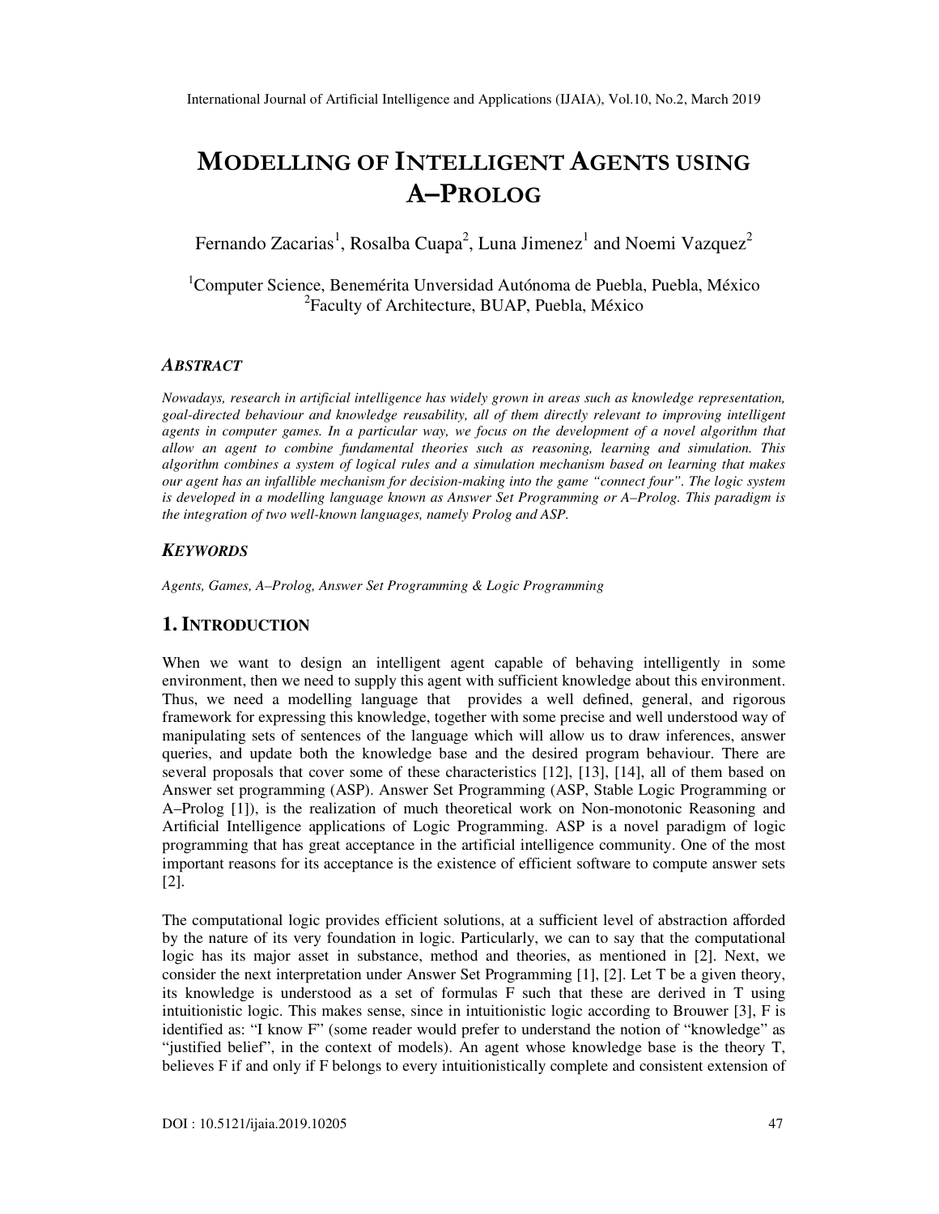# Modelling of Intelligent Agents using A–Prolog

Fernando Zacarias[1], Rosalba Cuapa[2], Luna Jimenez[1] and Noemi Vazquez[2]

[1]Computer Science, Benemérita Unversidad Autónoma de Puebla, Puebla, México
[2]Faculty of Architecture, BUAP, Puebla, México

### *Abstract*

*Nowadays, research in artificial intelligence has widely grown in areas such as knowledge representation, goal-directed behaviour and knowledge reusability, all of them directly relevant to improving intelligent agents in computer games. In a particular way, we focus on the development of a novel algorithm that allow an agent to combine fundamental theories such as reasoning, learning and simulation. This algorithm combines a system of logical rules and a simulation mechanism based on learning that makes our agent has an infallible mechanism for decision-making into the game "connect four". The logic system is developed in a modelling language known as Answer Set Programming or A–Prolog. This paradigm is the integration of two well-known languages, namely Prolog and ASP.*

### *Keywords*

*Agents, Games, A–Prolog, Answer Set Programming & Logic Programming*

## 1. Introduction

When we want to design an intelligent agent capable of behaving intelligently in some environment, then we need to supply this agent with sufficient knowledge about this environment. Thus, we need a modelling language that provides a well defined, general, and rigorous framework for expressing this knowledge, together with some precise and well understood way of manipulating sets of sentences of the language which will allow us to draw inferences, answer queries, and update both the knowledge base and the desired program behaviour. There are several proposals that cover some of these characteristics [12], [13], [14], all of them based on Answer set programming (ASP). Answer Set Programming (ASP, Stable Logic Programming or A–Prolog [1]), is the realization of much theoretical work on Non-monotonic Reasoning and Artificial Intelligence applications of Logic Programming. ASP is a novel paradigm of logic programming that has great acceptance in the artificial intelligence community. One of the most important reasons for its acceptance is the existence of efficient software to compute answer sets [2].

The computational logic provides efficient solutions, at a sufficient level of abstraction afforded by the nature of its very foundation in logic. Particularly, we can to say that the computational logic has its major asset in substance, method and theories, as mentioned in [2]. Next, we consider the next interpretation under Answer Set Programming [1], [2]. Let T be a given theory, its knowledge is understood as a set of formulas F such that these are derived in T using intuitionistic logic. This makes sense, since in intuitionistic logic according to Brouwer [3], F is identified as: "I know F" (some reader would prefer to understand the notion of "knowledge" as "justified belief", in the context of models). An agent whose knowledge base is the theory T, believes F if and only if F belongs to every intuitionistically complete and consistent extension of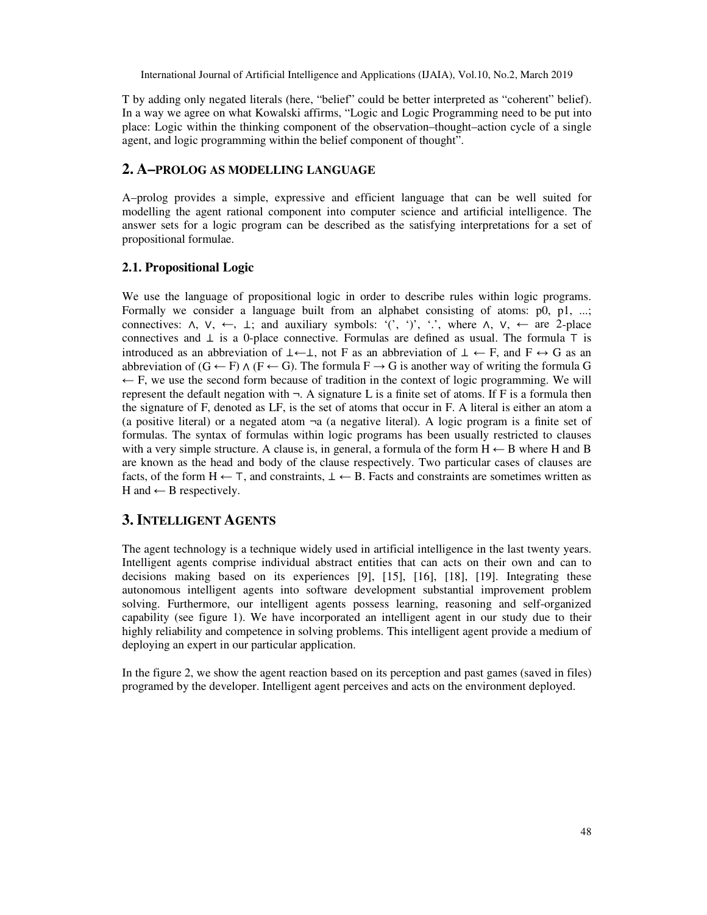T by adding only negated literals (here, "belief" could be better interpreted as "coherent" belief). In a way we agree on what Kowalski affirms, "Logic and Logic Programming need to be put into place: Logic within the thinking component of the observation–thought–action cycle of a single agent, and logic programming within the belief component of thought".

## 2. A–PROLOG AS MODELLING LANGUAGE

A–prolog provides a simple, expressive and efficient language that can be well suited for modelling the agent rational component into computer science and artificial intelligence. The answer sets for a logic program can be described as the satisfying interpretations for a set of propositional formulae.

### 2.1. Propositional Logic

We use the language of propositional logic in order to describe rules within logic programs. Formally we consider a language built from an alphabet consisting of atoms: p0, p1, ...; connectives: $\wedge$, $\vee$, $\leftarrow$, $\bot$; and auxiliary symbols: '(', ')', '.', where $\wedge$, $\vee$, $\leftarrow$ are 2-place connectives and $\bot$ is a 0-place connective. Formulas are defined as usual. The formula $\top$ is introduced as an abbreviation of $\bot \leftarrow \bot$, not F as an abbreviation of $\bot \leftarrow F$, and $F \leftrightarrow G$ as an abbreviation of $(G \leftarrow F) \wedge (F \leftarrow G)$. The formula $F \rightarrow G$ is another way of writing the formula $G \leftarrow F$, we use the second form because of tradition in the context of logic programming. We will represent the default negation with $\neg$. A signature L is a finite set of atoms. If F is a formula then the signature of F, denoted as LF, is the set of atoms that occur in F. A literal is either an atom a (a positive literal) or a negated atom $\neg a$ (a negative literal). A logic program is a finite set of formulas. The syntax of formulas within logic programs has been usually restricted to clauses with a very simple structure. A clause is, in general, a formula of the form $H \leftarrow B$ where H and B are known as the head and body of the clause respectively. Two particular cases of clauses are facts, of the form $H \leftarrow \top$, and constraints, $\bot \leftarrow B$. Facts and constraints are sometimes written as H and $\leftarrow B$ respectively.

## 3. INTELLIGENT AGENTS

The agent technology is a technique widely used in artificial intelligence in the last twenty years. Intelligent agents comprise individual abstract entities that can acts on their own and can to decisions making based on its experiences [9], [15], [16], [18], [19]. Integrating these autonomous intelligent agents into software development substantial improvement problem solving. Furthermore, our intelligent agents possess learning, reasoning and self-organized capability (see figure 1). We have incorporated an intelligent agent in our study due to their highly reliability and competence in solving problems. This intelligent agent provide a medium of deploying an expert in our particular application.

In the figure 2, we show the agent reaction based on its perception and past games (saved in files) programed by the developer. Intelligent agent perceives and acts on the environment deployed.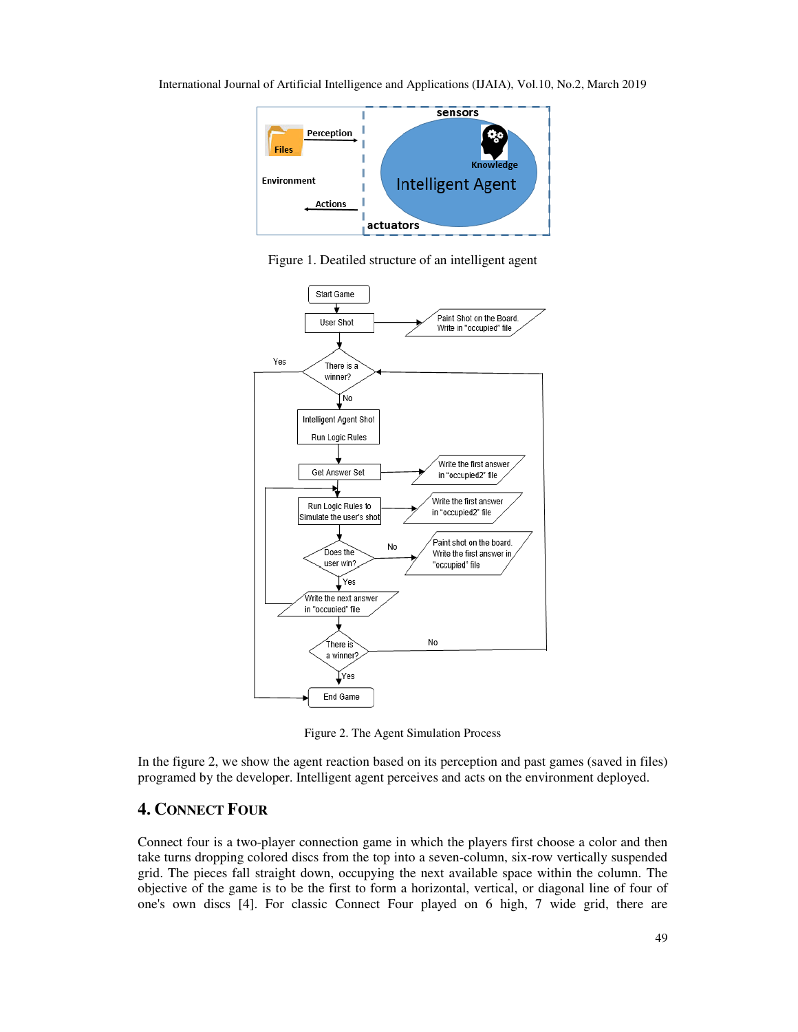Figure 1. Deatiled structure of an intelligent agent

Figure 2. The Agent Simulation Process

In the figure 2, we show the agent reaction based on its perception and past games (saved in files) programed by the developer. Intelligent agent perceives and acts on the environment deployed.

## 4. CONNECT FOUR

Connect four is a two-player connection game in which the players first choose a color and then take turns dropping colored discs from the top into a seven-column, six-row vertically suspended grid. The pieces fall straight down, occupying the next available space within the column. The objective of the game is to be the first to form a horizontal, vertical, or diagonal line of four of one's own discs [4]. For classic Connect Four played on 6 high, 7 wide grid, there are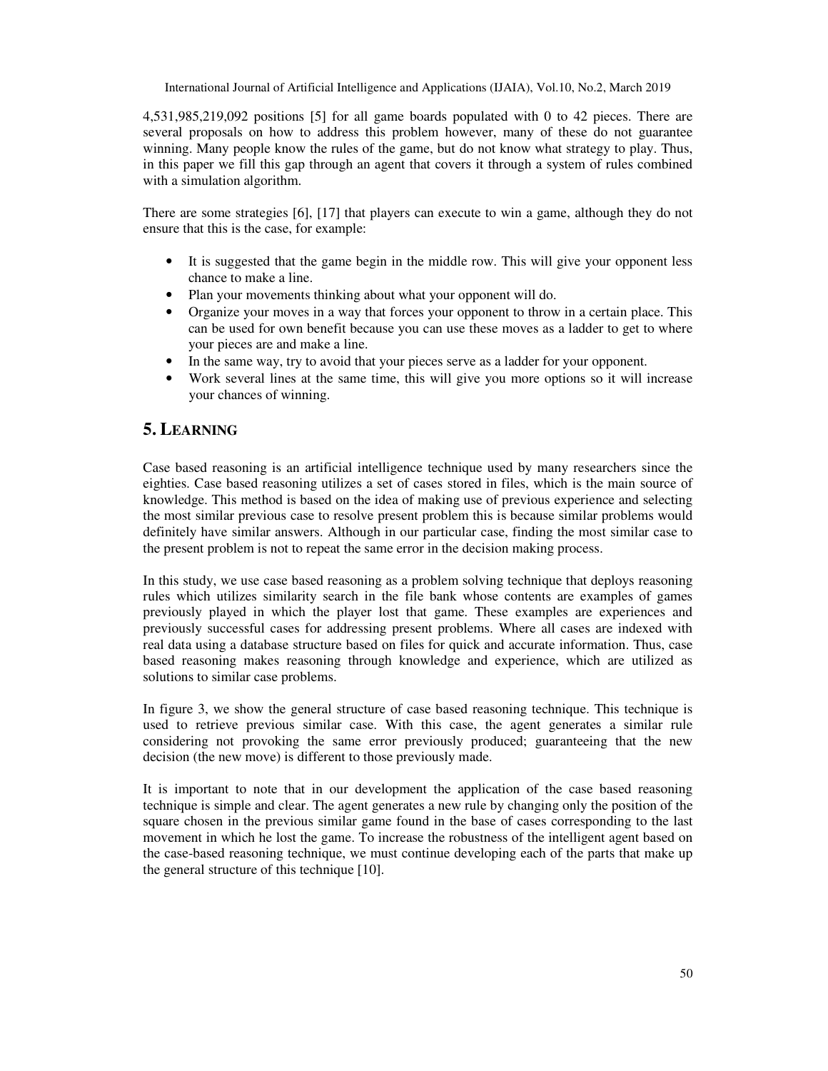4,531,985,219,092 positions [5] for all game boards populated with 0 to 42 pieces. There are several proposals on how to address this problem however, many of these do not guarantee winning. Many people know the rules of the game, but do not know what strategy to play. Thus, in this paper we fill this gap through an agent that covers it through a system of rules combined with a simulation algorithm.

There are some strategies [6], [17] that players can execute to win a game, although they do not ensure that this is the case, for example:

- It is suggested that the game begin in the middle row. This will give your opponent less chance to make a line.
- Plan your movements thinking about what your opponent will do.
- Organize your moves in a way that forces your opponent to throw in a certain place. This can be used for own benefit because you can use these moves as a ladder to get to where your pieces are and make a line.
- In the same way, try to avoid that your pieces serve as a ladder for your opponent.
- Work several lines at the same time, this will give you more options so it will increase your chances of winning.

## 5. LEARNING

Case based reasoning is an artificial intelligence technique used by many researchers since the eighties. Case based reasoning utilizes a set of cases stored in files, which is the main source of knowledge. This method is based on the idea of making use of previous experience and selecting the most similar previous case to resolve present problem this is because similar problems would definitely have similar answers. Although in our particular case, finding the most similar case to the present problem is not to repeat the same error in the decision making process.

In this study, we use case based reasoning as a problem solving technique that deploys reasoning rules which utilizes similarity search in the file bank whose contents are examples of games previously played in which the player lost that game. These examples are experiences and previously successful cases for addressing present problems. Where all cases are indexed with real data using a database structure based on files for quick and accurate information. Thus, case based reasoning makes reasoning through knowledge and experience, which are utilized as solutions to similar case problems.

In figure 3, we show the general structure of case based reasoning technique. This technique is used to retrieve previous similar case. With this case, the agent generates a similar rule considering not provoking the same error previously produced; guaranteeing that the new decision (the new move) is different to those previously made.

It is important to note that in our development the application of the case based reasoning technique is simple and clear. The agent generates a new rule by changing only the position of the square chosen in the previous similar game found in the base of cases corresponding to the last movement in which he lost the game. To increase the robustness of the intelligent agent based on the case-based reasoning technique, we must continue developing each of the parts that make up the general structure of this technique [10].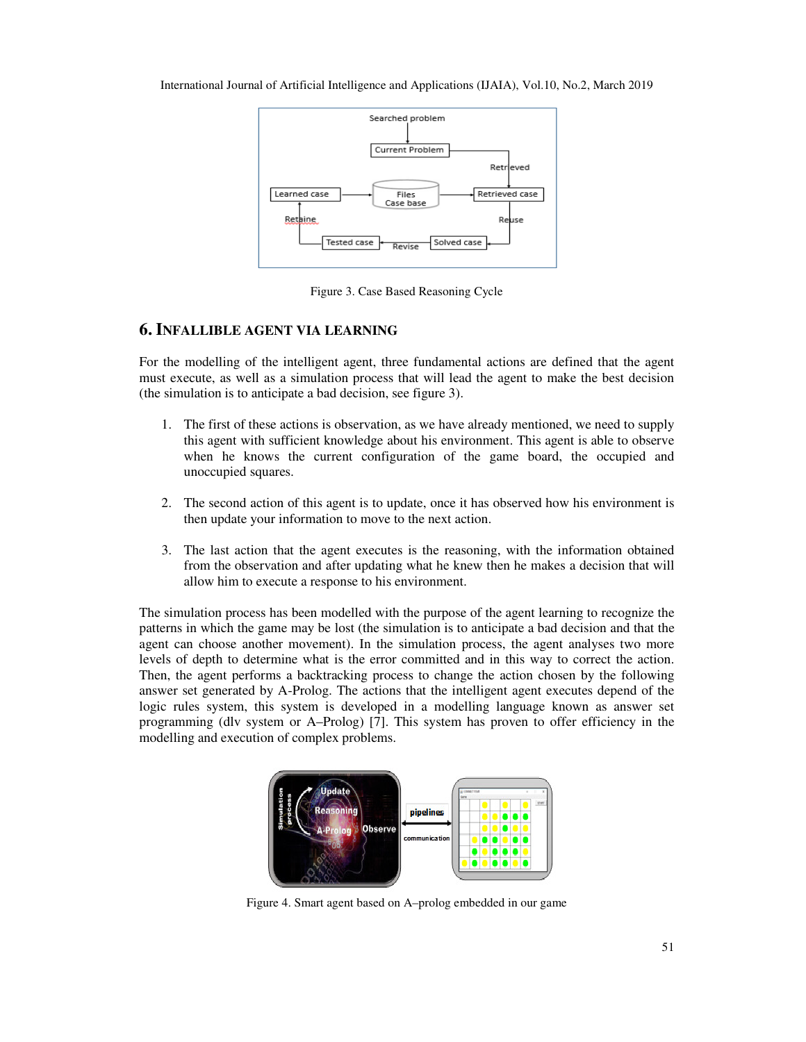Figure 3. Case Based Reasoning Cycle

## 6. INFALLIBLE AGENT VIA LEARNING

For the modelling of the intelligent agent, three fundamental actions are defined that the agent must execute, as well as a simulation process that will lead the agent to make the best decision (the simulation is to anticipate a bad decision, see figure 3).

1. The first of these actions is observation, as we have already mentioned, we need to supply this agent with sufficient knowledge about his environment. This agent is able to observe when he knows the current configuration of the game board, the occupied and unoccupied squares.

2. The second action of this agent is to update, once it has observed how his environment is then update your information to move to the next action.

3. The last action that the agent executes is the reasoning, with the information obtained from the observation and after updating what he knew then he makes a decision that will allow him to execute a response to his environment.

The simulation process has been modelled with the purpose of the agent learning to recognize the patterns in which the game may be lost (the simulation is to anticipate a bad decision and that the agent can choose another movement). In the simulation process, the agent analyses two more levels of depth to determine what is the error committed and in this way to correct the action. Then, the agent performs a backtracking process to change the action chosen by the following answer set generated by A-Prolog. The actions that the intelligent agent executes depend of the logic rules system, this system is developed in a modelling language known as answer set programming (dlv system or A–Prolog) [7]. This system has proven to offer efficiency in the modelling and execution of complex problems.

Figure 4. Smart agent based on A–prolog embedded in our game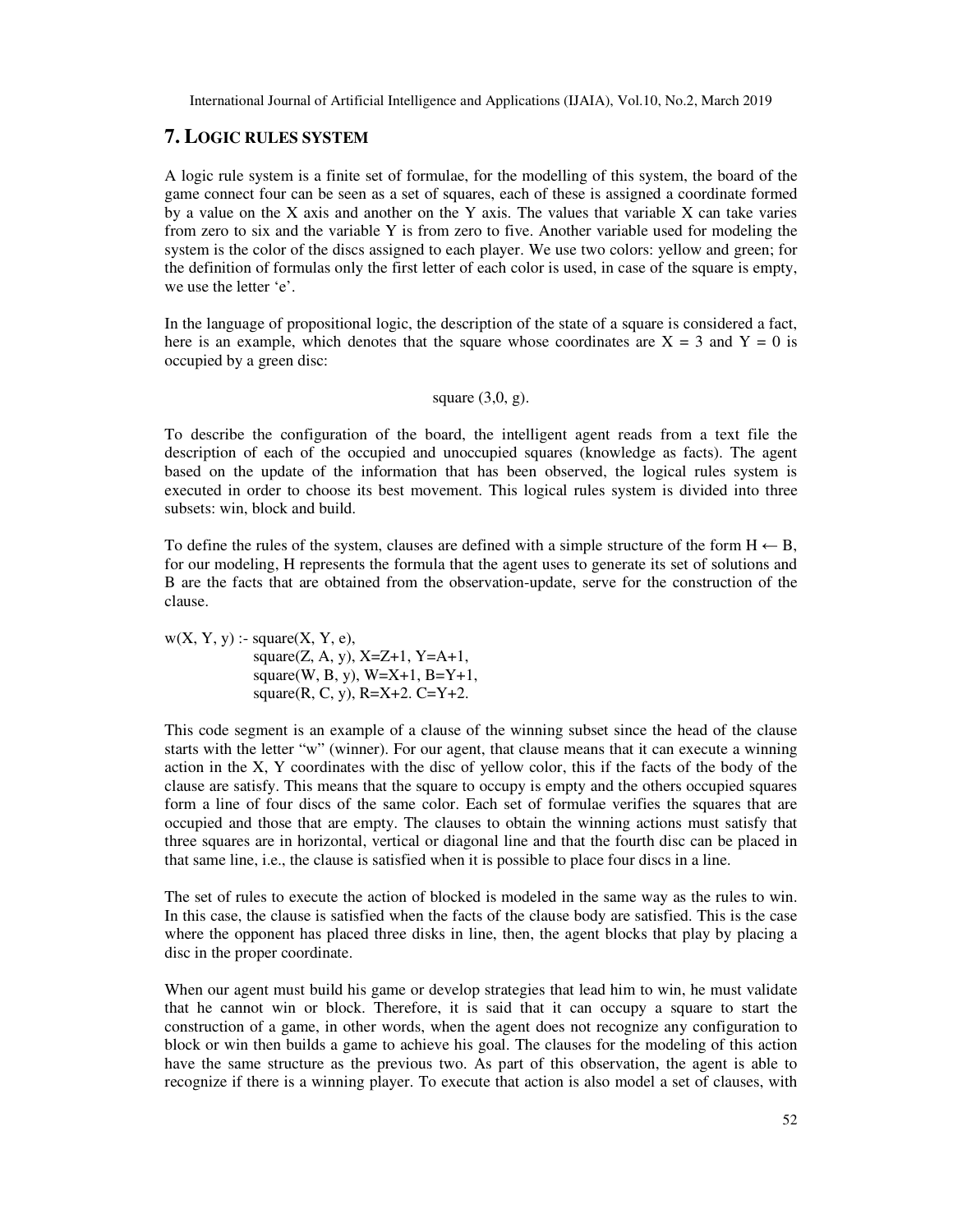## 7. LOGIC RULES SYSTEM

A logic rule system is a finite set of formulae, for the modelling of this system, the board of the game connect four can be seen as a set of squares, each of these is assigned a coordinate formed by a value on the X axis and another on the Y axis. The values that variable X can take varies from zero to six and the variable Y is from zero to five. Another variable used for modeling the system is the color of the discs assigned to each player. We use two colors: yellow and green; for the definition of formulas only the first letter of each color is used, in case of the square is empty, we use the letter 'e'.

In the language of propositional logic, the description of the state of a square is considered a fact, here is an example, which denotes that the square whose coordinates are X = 3 and Y = 0 is occupied by a green disc:

square (3,0, g).

To describe the configuration of the board, the intelligent agent reads from a text file the description of each of the occupied and unoccupied squares (knowledge as facts). The agent based on the update of the information that has been observed, the logical rules system is executed in order to choose its best movement. This logical rules system is divided into three subsets: win, block and build.

To define the rules of the system, clauses are defined with a simple structure of the form H ← B, for our modeling, H represents the formula that the agent uses to generate its set of solutions and B are the facts that are obtained from the observation-update, serve for the construction of the clause.

```
w(X, Y, y) :- square(X, Y, e),
              square(Z, A, y), X=Z+1, Y=A+1,
              square(W, B, y), W=X+1, B=Y+1,
              square(R, C, y), R=X+2. C=Y+2.
```

This code segment is an example of a clause of the winning subset since the head of the clause starts with the letter "w" (winner). For our agent, that clause means that it can execute a winning action in the X, Y coordinates with the disc of yellow color, this if the facts of the body of the clause are satisfy. This means that the square to occupy is empty and the others occupied squares form a line of four discs of the same color. Each set of formulae verifies the squares that are occupied and those that are empty. The clauses to obtain the winning actions must satisfy that three squares are in horizontal, vertical or diagonal line and that the fourth disc can be placed in that same line, i.e., the clause is satisfied when it is possible to place four discs in a line.

The set of rules to execute the action of blocked is modeled in the same way as the rules to win. In this case, the clause is satisfied when the facts of the clause body are satisfied. This is the case where the opponent has placed three disks in line, then, the agent blocks that play by placing a disc in the proper coordinate.

When our agent must build his game or develop strategies that lead him to win, he must validate that he cannot win or block. Therefore, it is said that it can occupy a square to start the construction of a game, in other words, when the agent does not recognize any configuration to block or win then builds a game to achieve his goal. The clauses for the modeling of this action have the same structure as the previous two. As part of this observation, the agent is able to recognize if there is a winning player. To execute that action is also model a set of clauses, with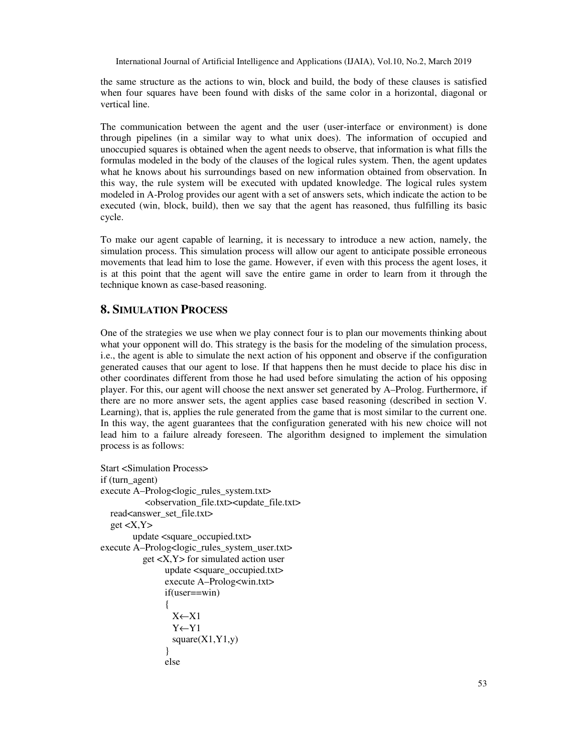the same structure as the actions to win, block and build, the body of these clauses is satisfied when four squares have been found with disks of the same color in a horizontal, diagonal or vertical line.

The communication between the agent and the user (user-interface or environment) is done through pipelines (in a similar way to what unix does). The information of occupied and unoccupied squares is obtained when the agent needs to observe, that information is what fills the formulas modeled in the body of the clauses of the logical rules system. Then, the agent updates what he knows about his surroundings based on new information obtained from observation. In this way, the rule system will be executed with updated knowledge. The logical rules system modeled in A-Prolog provides our agent with a set of answers sets, which indicate the action to be executed (win, block, build), then we say that the agent has reasoned, thus fulfilling its basic cycle.

To make our agent capable of learning, it is necessary to introduce a new action, namely, the simulation process. This simulation process will allow our agent to anticipate possible erroneous movements that lead him to lose the game. However, if even with this process the agent loses, it is at this point that the agent will save the entire game in order to learn from it through the technique known as case-based reasoning.

## 8. Simulation Process

One of the strategies we use when we play connect four is to plan our movements thinking about what your opponent will do. This strategy is the basis for the modeling of the simulation process, i.e., the agent is able to simulate the next action of his opponent and observe if the configuration generated causes that our agent to lose. If that happens then he must decide to place his disc in other coordinates different from those he had used before simulating the action of his opposing player. For this, our agent will choose the next answer set generated by A–Prolog. Furthermore, if there are no more answer sets, the agent applies case based reasoning (described in section V. Learning), that is, applies the rule generated from the game that is most similar to the current one. In this way, the agent guarantees that the configuration generated with his new choice will not lead him to a failure already foreseen. The algorithm designed to implement the simulation process is as follows:

```
Start <Simulation Process>
if (turn_agent)
execute A–Prolog<logic_rules_system.txt>
            <observation_file.txt><update_file.txt>
   read<answer_set_file.txt>
   get <X,Y>
         update <square_occupied.txt>
execute A–Prolog<logic_rules_system_user.txt>
            get <X,Y> for simulated action user
                  update <square_occupied.txt>
                  execute A–Prolog<win.txt>
                  if(user==win)
                  {
                    X←X1
                    Y←Y1
                    square(X1,Y1,y)
                  }
                  else
```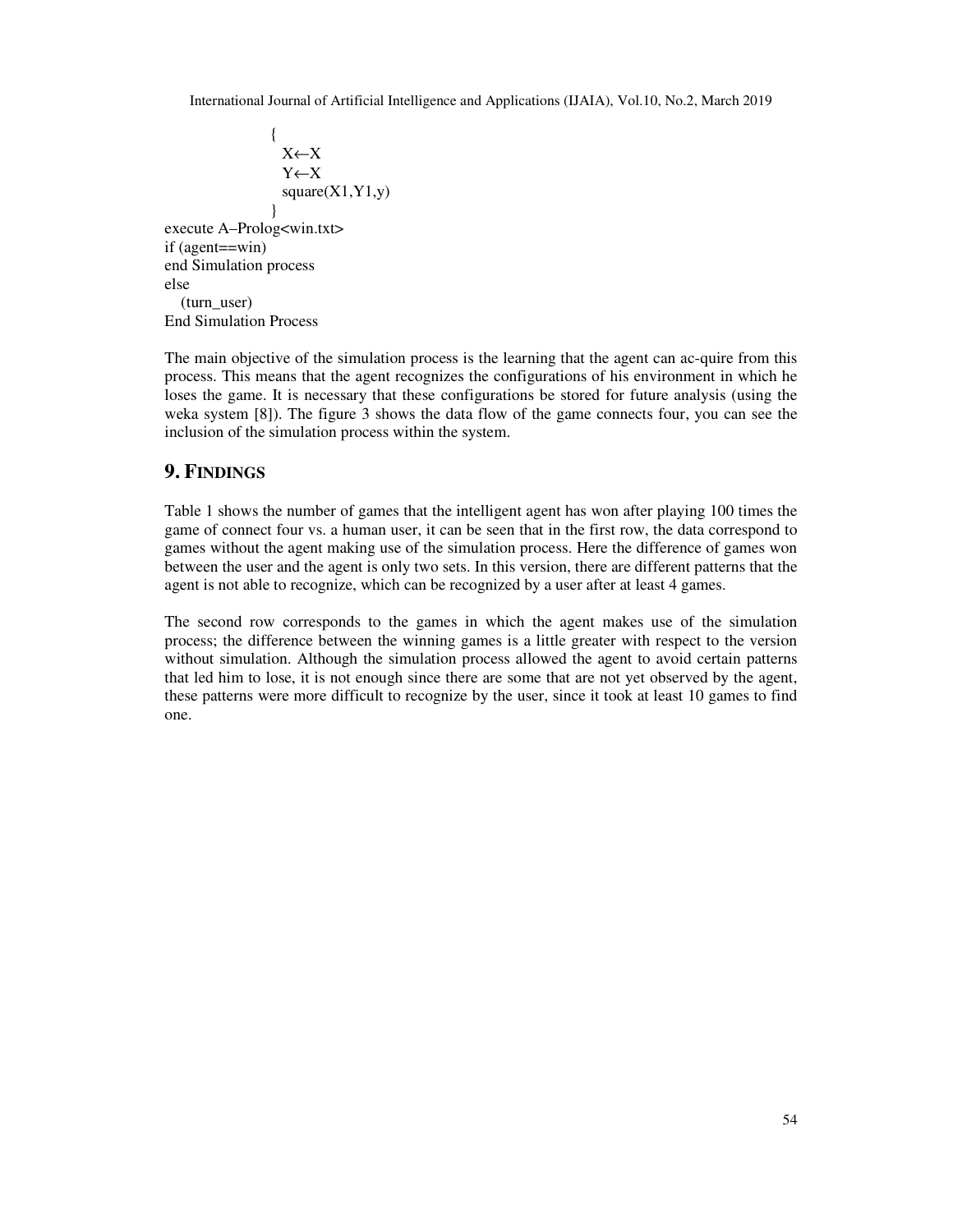```
                {
                  X←X
                  Y←X
                  square(X1,Y1,y)
                }
execute A–Prolog<win.txt>
if (agent==win)
end Simulation process
else
   (turn_user)
End Simulation Process
```

The main objective of the simulation process is the learning that the agent can ac-quire from this process. This means that the agent recognizes the configurations of his environment in which he loses the game. It is necessary that these configurations be stored for future analysis (using the weka system [8]). The figure 3 shows the data flow of the game connects four, you can see the inclusion of the simulation process within the system.

## 9. FINDINGS

Table 1 shows the number of games that the intelligent agent has won after playing 100 times the game of connect four vs. a human user, it can be seen that in the first row, the data correspond to games without the agent making use of the simulation process. Here the difference of games won between the user and the agent is only two sets. In this version, there are different patterns that the agent is not able to recognize, which can be recognized by a user after at least 4 games.

The second row corresponds to the games in which the agent makes use of the simulation process; the difference between the winning games is a little greater with respect to the version without simulation. Although the simulation process allowed the agent to avoid certain patterns that led him to lose, it is not enough since there are some that are not yet observed by the agent, these patterns were more difficult to recognize by the user, since it took at least 10 games to find one.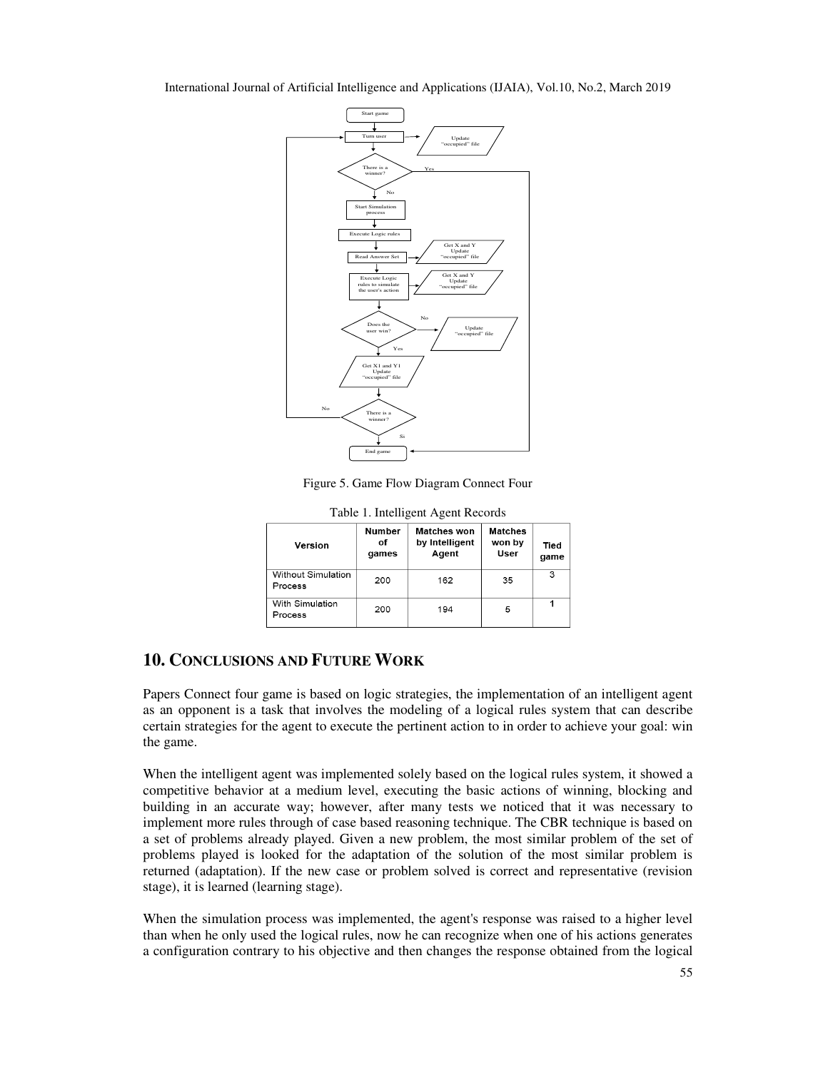Figure 5. Game Flow Diagram Connect Four

Table 1. Intelligent Agent Records

| Version | Number of games | Matches won by Intelligent Agent | Matches won by User | Tied game |
|---|---|---|---|---|
| Without Simulation Process | 200 | 162 | 35 | 3 |
| With Simulation Process | 200 | 194 | 5 | 1 |

## 10. Conclusions and Future Work

Papers Connect four game is based on logic strategies, the implementation of an intelligent agent as an opponent is a task that involves the modeling of a logical rules system that can describe certain strategies for the agent to execute the pertinent action to in order to achieve your goal: win the game.

When the intelligent agent was implemented solely based on the logical rules system, it showed a competitive behavior at a medium level, executing the basic actions of winning, blocking and building in an accurate way; however, after many tests we noticed that it was necessary to implement more rules through of case based reasoning technique. The CBR technique is based on a set of problems already played. Given a new problem, the most similar problem of the set of problems played is looked for the adaptation of the solution of the most similar problem is returned (adaptation). If the new case or problem solved is correct and representative (revision stage), it is learned (learning stage).

When the simulation process was implemented, the agent's response was raised to a higher level than when he only used the logical rules, now he can recognize when one of his actions generates a configuration contrary to his objective and then changes the response obtained from the logical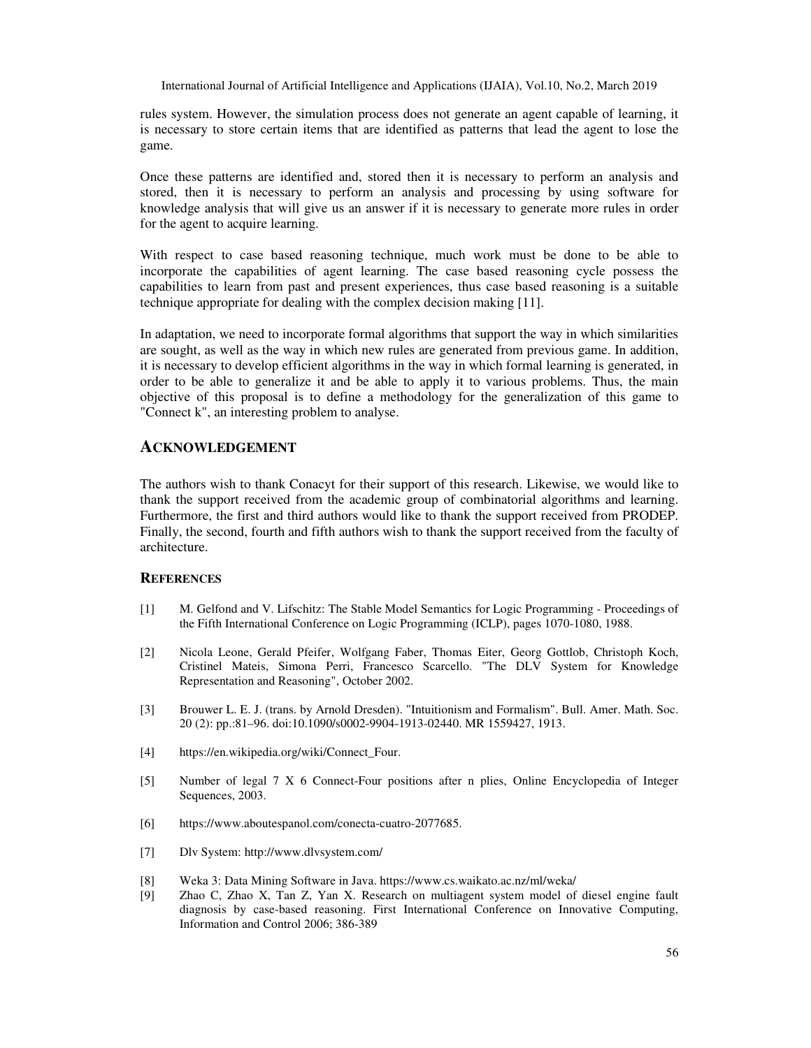rules system. However, the simulation process does not generate an agent capable of learning, it is necessary to store certain items that are identified as patterns that lead the agent to lose the game.

Once these patterns are identified and, stored then it is necessary to perform an analysis and stored, then it is necessary to perform an analysis and processing by using software for knowledge analysis that will give us an answer if it is necessary to generate more rules in order for the agent to acquire learning.

With respect to case based reasoning technique, much work must be done to be able to incorporate the capabilities of agent learning. The case based reasoning cycle possess the capabilities to learn from past and present experiences, thus case based reasoning is a suitable technique appropriate for dealing with the complex decision making [11].

In adaptation, we need to incorporate formal algorithms that support the way in which similarities are sought, as well as the way in which new rules are generated from previous game. In addition, it is necessary to develop efficient algorithms in the way in which formal learning is generated, in order to be able to generalize it and be able to apply it to various problems. Thus, the main objective of this proposal is to define a methodology for the generalization of this game to "Connect k", an interesting problem to analyse.

## ACKNOWLEDGEMENT

The authors wish to thank Conacyt for their support of this research. Likewise, we would like to thank the support received from the academic group of combinatorial algorithms and learning. Furthermore, the first and third authors would like to thank the support received from PRODEP. Finally, the second, fourth and fifth authors wish to thank the support received from the faculty of architecture.

### REFERENCES

[1] M. Gelfond and V. Lifschitz: The Stable Model Semantics for Logic Programming - Proceedings of the Fifth International Conference on Logic Programming (ICLP), pages 1070-1080, 1988.

[2] Nicola Leone, Gerald Pfeifer, Wolfgang Faber, Thomas Eiter, Georg Gottlob, Christoph Koch, Cristinel Mateis, Simona Perri, Francesco Scarcello. "The DLV System for Knowledge Representation and Reasoning", October 2002.

[3] Brouwer L. E. J. (trans. by Arnold Dresden). "Intuitionism and Formalism". Bull. Amer. Math. Soc. 20 (2): pp.:81–96. doi:10.1090/s0002-9904-1913-02440. MR 1559427, 1913.

[4] https://en.wikipedia.org/wiki/Connect_Four.

[5] Number of legal 7 X 6 Connect-Four positions after n plies, Online Encyclopedia of Integer Sequences, 2003.

[6] https://www.aboutespanol.com/conecta-cuatro-2077685.

[7] Dlv System: http://www.dlvsystem.com/

[8] Weka 3: Data Mining Software in Java. https://www.cs.waikato.ac.nz/ml/weka/

[9] Zhao C, Zhao X, Tan Z, Yan X. Research on multiagent system model of diesel engine fault diagnosis by case-based reasoning. First International Conference on Innovative Computing, Information and Control 2006; 386-389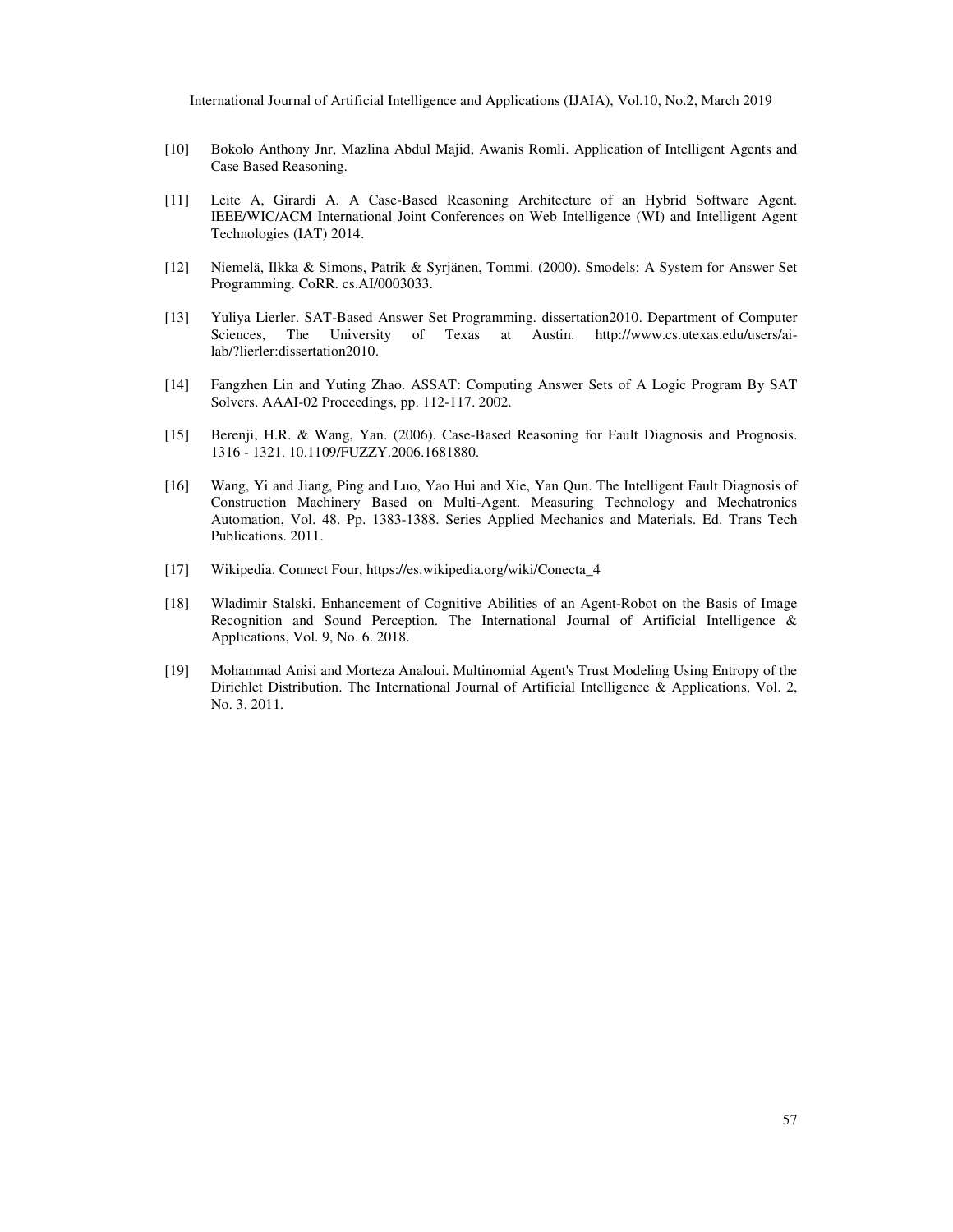[10] Bokolo Anthony Jnr, Mazlina Abdul Majid, Awanis Romli. Application of Intelligent Agents and Case Based Reasoning.

[11] Leite A, Girardi A. A Case-Based Reasoning Architecture of an Hybrid Software Agent. IEEE/WIC/ACM International Joint Conferences on Web Intelligence (WI) and Intelligent Agent Technologies (IAT) 2014.

[12] Niemelä, Ilkka & Simons, Patrik & Syrjänen, Tommi. (2000). Smodels: A System for Answer Set Programming. CoRR. cs.AI/0003033.

[13] Yuliya Lierler. SAT-Based Answer Set Programming. dissertation2010. Department of Computer Sciences, The University of Texas at Austin. http://www.cs.utexas.edu/users/ai-lab/?lierler:dissertation2010.

[14] Fangzhen Lin and Yuting Zhao. ASSAT: Computing Answer Sets of A Logic Program By SAT Solvers. AAAI-02 Proceedings, pp. 112-117. 2002.

[15] Berenji, H.R. & Wang, Yan. (2006). Case-Based Reasoning for Fault Diagnosis and Prognosis. 1316 - 1321. 10.1109/FUZZY.2006.1681880.

[16] Wang, Yi and Jiang, Ping and Luo, Yao Hui and Xie, Yan Qun. The Intelligent Fault Diagnosis of Construction Machinery Based on Multi-Agent. Measuring Technology and Mechatronics Automation, Vol. 48. Pp. 1383-1388. Series Applied Mechanics and Materials. Ed. Trans Tech Publications. 2011.

[17] Wikipedia. Connect Four, https://es.wikipedia.org/wiki/Conecta_4

[18] Wladimir Stalski. Enhancement of Cognitive Abilities of an Agent-Robot on the Basis of Image Recognition and Sound Perception. The International Journal of Artificial Intelligence & Applications, Vol. 9, No. 6. 2018.

[19] Mohammad Anisi and Morteza Analoui. Multinomial Agent's Trust Modeling Using Entropy of the Dirichlet Distribution. The International Journal of Artificial Intelligence & Applications, Vol. 2, No. 3. 2011.